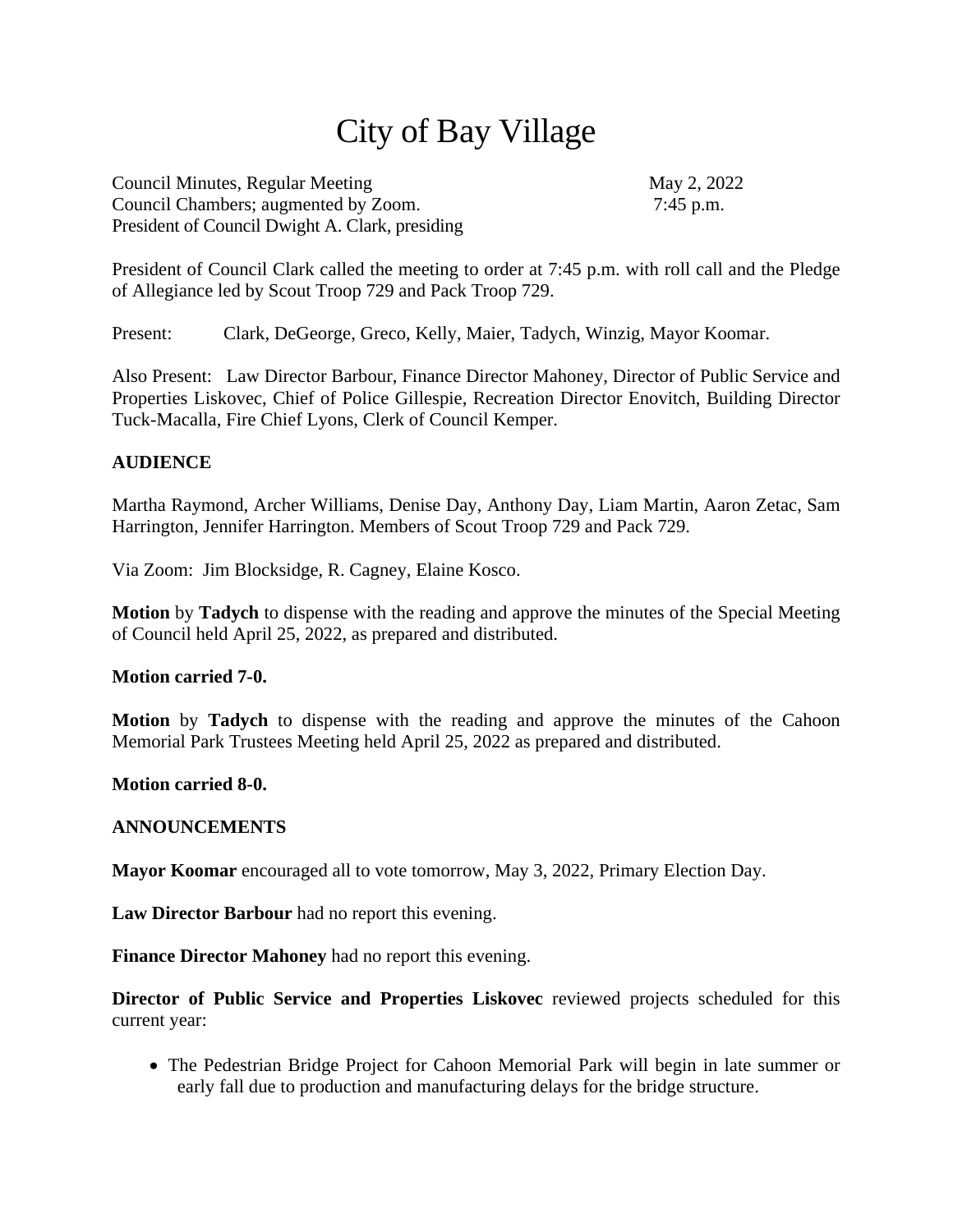# City of Bay Village

Council Minutes, Regular Meeting May 2, 2022
Council Chambers; augmented by Zoom. 7:45 p.m.
President of Council Dwight A. Clark, presiding

President of Council Clark called the meeting to order at 7:45 p.m. with roll call and the Pledge of Allegiance led by Scout Troop 729 and Pack Troop 729.

Present: Clark, DeGeorge, Greco, Kelly, Maier, Tadych, Winzig, Mayor Koomar.

Also Present: Law Director Barbour, Finance Director Mahoney, Director of Public Service and Properties Liskovec, Chief of Police Gillespie, Recreation Director Enovitch, Building Director Tuck-Macalla, Fire Chief Lyons, Clerk of Council Kemper.

**AUDIENCE**

Martha Raymond, Archer Williams, Denise Day, Anthony Day, Liam Martin, Aaron Zetac, Sam Harrington, Jennifer Harrington. Members of Scout Troop 729 and Pack 729.

Via Zoom: Jim Blocksidge, R. Cagney, Elaine Kosco.

**Motion** by **Tadych** to dispense with the reading and approve the minutes of the Special Meeting of Council held April 25, 2022, as prepared and distributed.

**Motion carried 7-0.**

**Motion** by **Tadych** to dispense with the reading and approve the minutes of the Cahoon Memorial Park Trustees Meeting held April 25, 2022 as prepared and distributed.

**Motion carried 8-0.**

**ANNOUNCEMENTS**

**Mayor Koomar** encouraged all to vote tomorrow, May 3, 2022, Primary Election Day.

**Law Director Barbour** had no report this evening.

**Finance Director Mahoney** had no report this evening.

**Director of Public Service and Properties Liskovec** reviewed projects scheduled for this current year:

- The Pedestrian Bridge Project for Cahoon Memorial Park will begin in late summer or early fall due to production and manufacturing delays for the bridge structure.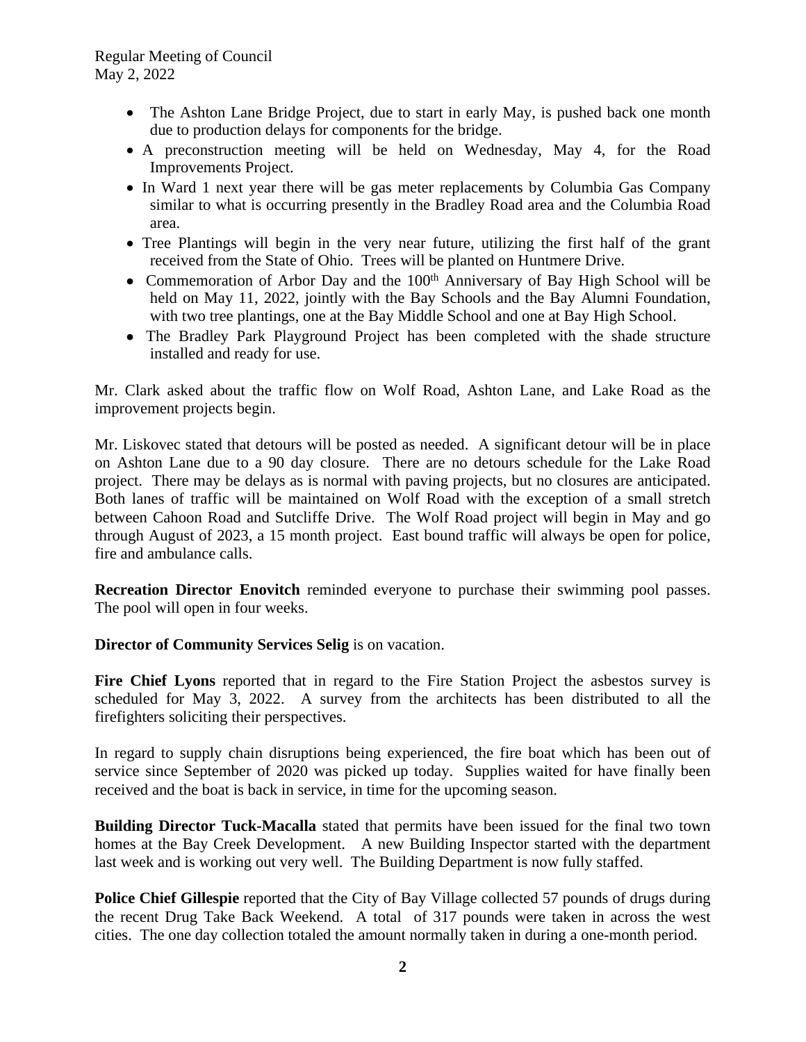- The Ashton Lane Bridge Project, due to start in early May, is pushed back one month due to production delays for components for the bridge.
- A preconstruction meeting will be held on Wednesday, May 4, for the Road Improvements Project.
- In Ward 1 next year there will be gas meter replacements by Columbia Gas Company similar to what is occurring presently in the Bradley Road area and the Columbia Road area.
- Tree Plantings will begin in the very near future, utilizing the first half of the grant received from the State of Ohio. Trees will be planted on Huntmere Drive.
- Commemoration of Arbor Day and the 100th Anniversary of Bay High School will be held on May 11, 2022, jointly with the Bay Schools and the Bay Alumni Foundation, with two tree plantings, one at the Bay Middle School and one at Bay High School.
- The Bradley Park Playground Project has been completed with the shade structure installed and ready for use.

Mr. Clark asked about the traffic flow on Wolf Road, Ashton Lane, and Lake Road as the improvement projects begin.

Mr. Liskovec stated that detours will be posted as needed. A significant detour will be in place on Ashton Lane due to a 90 day closure. There are no detours schedule for the Lake Road project. There may be delays as is normal with paving projects, but no closures are anticipated. Both lanes of traffic will be maintained on Wolf Road with the exception of a small stretch between Cahoon Road and Sutcliffe Drive. The Wolf Road project will begin in May and go through August of 2023, a 15 month project. East bound traffic will always be open for police, fire and ambulance calls.

**Recreation Director Enovitch** reminded everyone to purchase their swimming pool passes. The pool will open in four weeks.

**Director of Community Services Selig** is on vacation.

**Fire Chief Lyons** reported that in regard to the Fire Station Project the asbestos survey is scheduled for May 3, 2022. A survey from the architects has been distributed to all the firefighters soliciting their perspectives.

In regard to supply chain disruptions being experienced, the fire boat which has been out of service since September of 2020 was picked up today. Supplies waited for have finally been received and the boat is back in service, in time for the upcoming season.

**Building Director Tuck-Macalla** stated that permits have been issued for the final two town homes at the Bay Creek Development. A new Building Inspector started with the department last week and is working out very well. The Building Department is now fully staffed.

**Police Chief Gillespie** reported that the City of Bay Village collected 57 pounds of drugs during the recent Drug Take Back Weekend. A total of 317 pounds were taken in across the west cities. The one day collection totaled the amount normally taken in during a one-month period.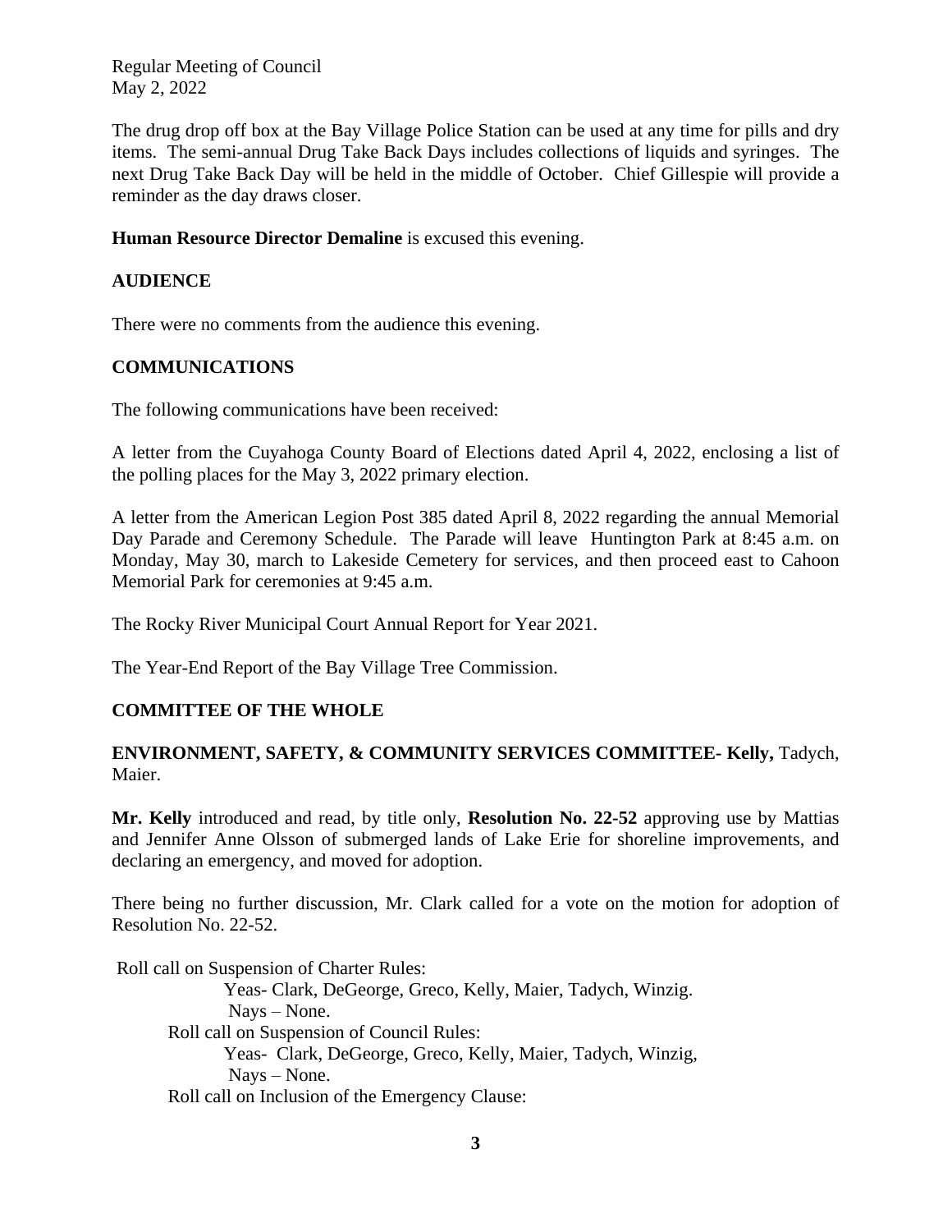The drug drop off box at the Bay Village Police Station can be used at any time for pills and dry items. The semi-annual Drug Take Back Days includes collections of liquids and syringes. The next Drug Take Back Day will be held in the middle of October. Chief Gillespie will provide a reminder as the day draws closer.

**Human Resource Director Demaline** is excused this evening.

**AUDIENCE**

There were no comments from the audience this evening.

**COMMUNICATIONS**

The following communications have been received:

A letter from the Cuyahoga County Board of Elections dated April 4, 2022, enclosing a list of the polling places for the May 3, 2022 primary election.

A letter from the American Legion Post 385 dated April 8, 2022 regarding the annual Memorial Day Parade and Ceremony Schedule. The Parade will leave Huntington Park at 8:45 a.m. on Monday, May 30, march to Lakeside Cemetery for services, and then proceed east to Cahoon Memorial Park for ceremonies at 9:45 a.m.

The Rocky River Municipal Court Annual Report for Year 2021.

The Year-End Report of the Bay Village Tree Commission.

**COMMITTEE OF THE WHOLE**

**ENVIRONMENT, SAFETY, & COMMUNITY SERVICES COMMITTEE- Kelly,** Tadych, Maier.

**Mr. Kelly** introduced and read, by title only, **Resolution No. 22-52** approving use by Mattias and Jennifer Anne Olsson of submerged lands of Lake Erie for shoreline improvements, and declaring an emergency, and moved for adoption.

There being no further discussion, Mr. Clark called for a vote on the motion for adoption of Resolution No. 22-52.

Roll call on Suspension of Charter Rules:
Yeas- Clark, DeGeorge, Greco, Kelly, Maier, Tadych, Winzig.
Nays – None.

Roll call on Suspension of Council Rules:
Yeas- Clark, DeGeorge, Greco, Kelly, Maier, Tadych, Winzig,
Nays – None.

Roll call on Inclusion of the Emergency Clause: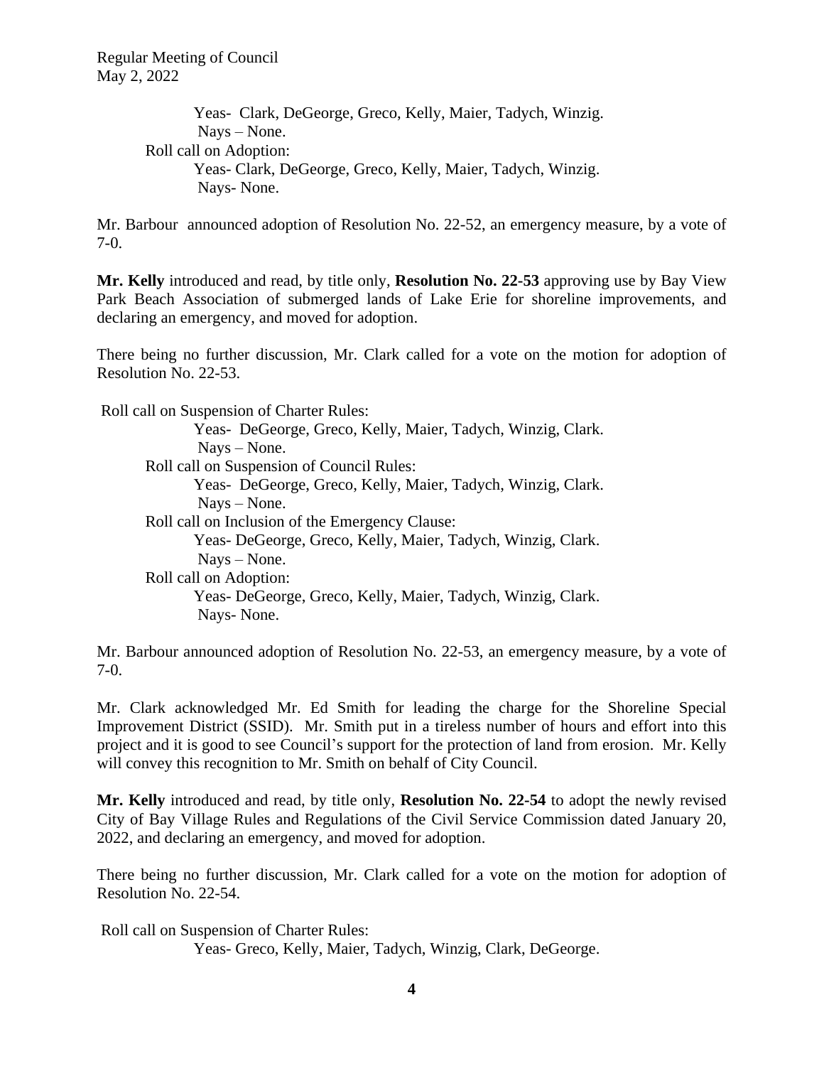Yeas- Clark, DeGeorge, Greco, Kelly, Maier, Tadych, Winzig.
Nays – None.

Roll call on Adoption:
Yeas- Clark, DeGeorge, Greco, Kelly, Maier, Tadych, Winzig.
Nays- None.

Mr. Barbour announced adoption of Resolution No. 22-52, an emergency measure, by a vote of 7-0.

**Mr. Kelly** introduced and read, by title only, **Resolution No. 22-53** approving use by Bay View Park Beach Association of submerged lands of Lake Erie for shoreline improvements, and declaring an emergency, and moved for adoption.

There being no further discussion, Mr. Clark called for a vote on the motion for adoption of Resolution No. 22-53.

Roll call on Suspension of Charter Rules:
Yeas- DeGeorge, Greco, Kelly, Maier, Tadych, Winzig, Clark.
Nays – None.

Roll call on Suspension of Council Rules:
Yeas- DeGeorge, Greco, Kelly, Maier, Tadych, Winzig, Clark.
Nays – None.

Roll call on Inclusion of the Emergency Clause:
Yeas- DeGeorge, Greco, Kelly, Maier, Tadych, Winzig, Clark.
Nays – None.

Roll call on Adoption:
Yeas- DeGeorge, Greco, Kelly, Maier, Tadych, Winzig, Clark.
Nays- None.

Mr. Barbour announced adoption of Resolution No. 22-53, an emergency measure, by a vote of 7-0.

Mr. Clark acknowledged Mr. Ed Smith for leading the charge for the Shoreline Special Improvement District (SSID). Mr. Smith put in a tireless number of hours and effort into this project and it is good to see Council's support for the protection of land from erosion. Mr. Kelly will convey this recognition to Mr. Smith on behalf of City Council.

**Mr. Kelly** introduced and read, by title only, **Resolution No. 22-54** to adopt the newly revised City of Bay Village Rules and Regulations of the Civil Service Commission dated January 20, 2022, and declaring an emergency, and moved for adoption.

There being no further discussion, Mr. Clark called for a vote on the motion for adoption of Resolution No. 22-54.

Roll call on Suspension of Charter Rules:
Yeas- Greco, Kelly, Maier, Tadych, Winzig, Clark, DeGeorge.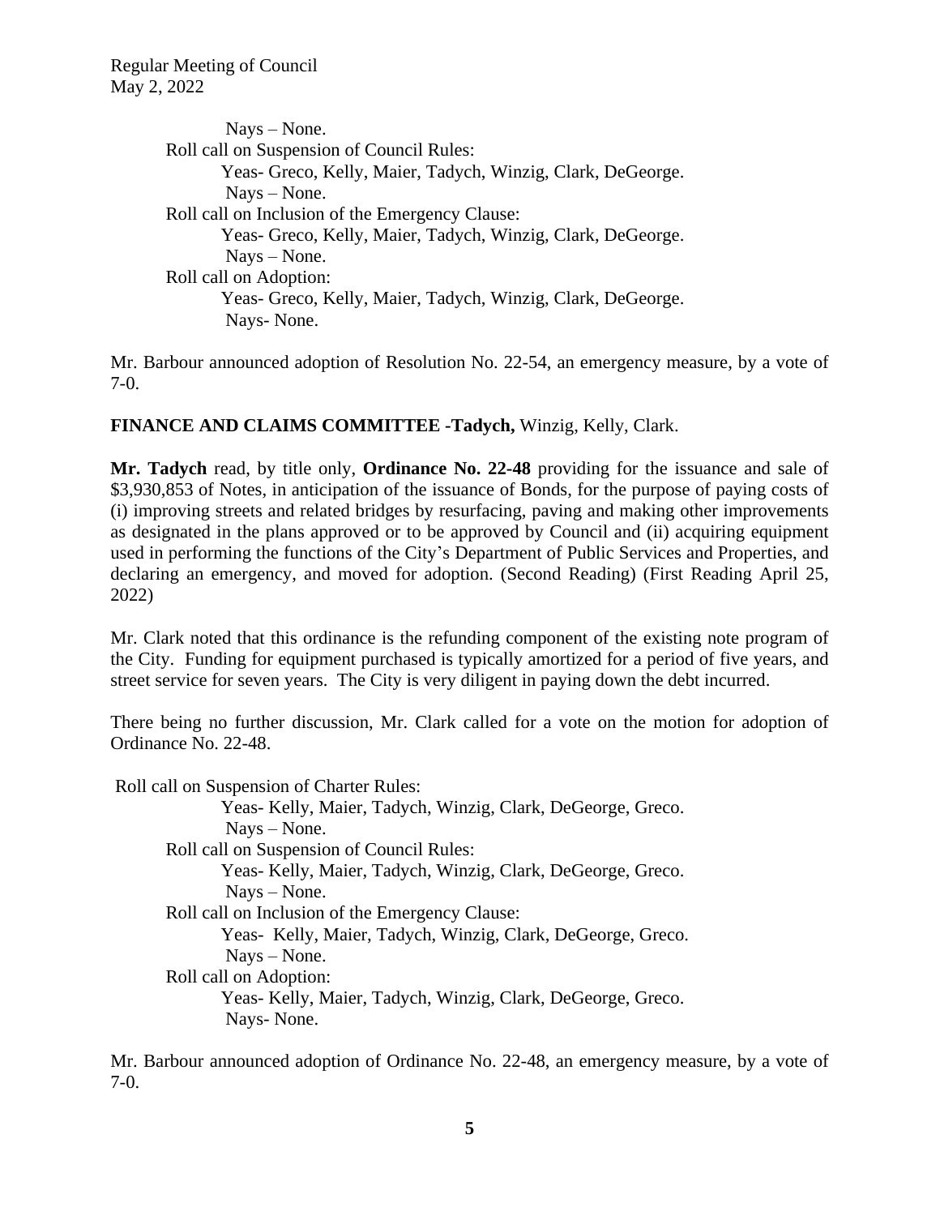Nays – None.

Roll call on Suspension of Council Rules:

Yeas- Greco, Kelly, Maier, Tadych, Winzig, Clark, DeGeorge.

Nays – None.

Roll call on Inclusion of the Emergency Clause:

Yeas- Greco, Kelly, Maier, Tadych, Winzig, Clark, DeGeorge.

Nays – None.

Roll call on Adoption:

Yeas- Greco, Kelly, Maier, Tadych, Winzig, Clark, DeGeorge.

Nays- None.

Mr. Barbour announced adoption of Resolution No. 22-54, an emergency measure, by a vote of 7-0.

**FINANCE AND CLAIMS COMMITTEE -Tadych,** Winzig, Kelly, Clark.

**Mr. Tadych** read, by title only, **Ordinance No. 22-48** providing for the issuance and sale of $3,930,853 of Notes, in anticipation of the issuance of Bonds, for the purpose of paying costs of (i) improving streets and related bridges by resurfacing, paving and making other improvements as designated in the plans approved or to be approved by Council and (ii) acquiring equipment used in performing the functions of the City's Department of Public Services and Properties, and declaring an emergency, and moved for adoption. (Second Reading) (First Reading April 25, 2022)

Mr. Clark noted that this ordinance is the refunding component of the existing note program of the City. Funding for equipment purchased is typically amortized for a period of five years, and street service for seven years. The City is very diligent in paying down the debt incurred.

There being no further discussion, Mr. Clark called for a vote on the motion for adoption of Ordinance No. 22-48.

Roll call on Suspension of Charter Rules:

Yeas- Kelly, Maier, Tadych, Winzig, Clark, DeGeorge, Greco.

Nays – None.

Roll call on Suspension of Council Rules:

Yeas- Kelly, Maier, Tadych, Winzig, Clark, DeGeorge, Greco.

Nays – None.

Roll call on Inclusion of the Emergency Clause:

Yeas- Kelly, Maier, Tadych, Winzig, Clark, DeGeorge, Greco.

Nays – None.

Roll call on Adoption:

Yeas- Kelly, Maier, Tadych, Winzig, Clark, DeGeorge, Greco.

Nays- None.

Mr. Barbour announced adoption of Ordinance No. 22-48, an emergency measure, by a vote of 7-0.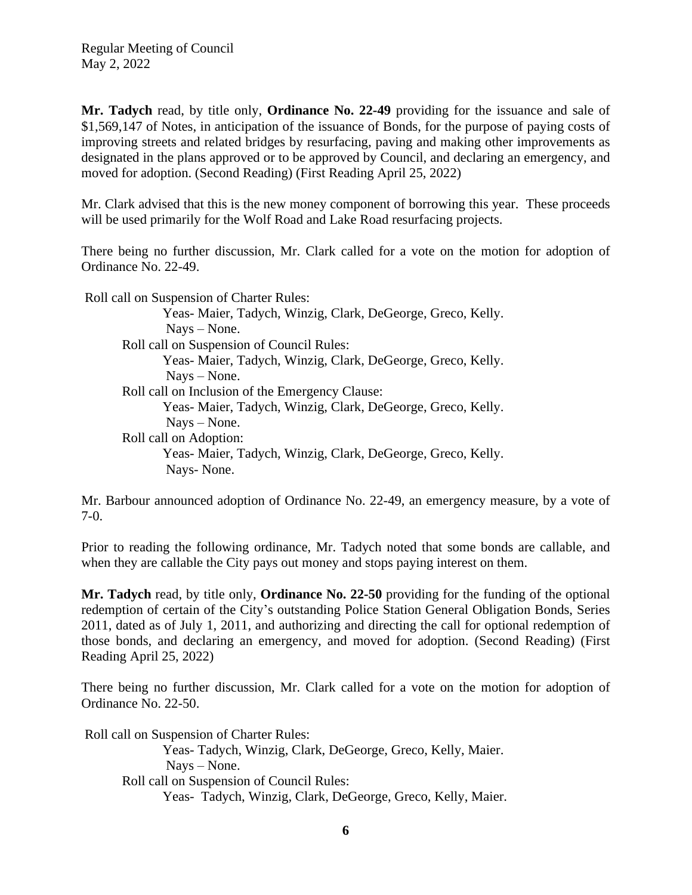**Mr. Tadych** read, by title only, **Ordinance No. 22-49** providing for the issuance and sale of $1,569,147 of Notes, in anticipation of the issuance of Bonds, for the purpose of paying costs of improving streets and related bridges by resurfacing, paving and making other improvements as designated in the plans approved or to be approved by Council, and declaring an emergency, and moved for adoption. (Second Reading) (First Reading April 25, 2022)

Mr. Clark advised that this is the new money component of borrowing this year. These proceeds will be used primarily for the Wolf Road and Lake Road resurfacing projects.

There being no further discussion, Mr. Clark called for a vote on the motion for adoption of Ordinance No. 22-49.

Roll call on Suspension of Charter Rules:
Yeas- Maier, Tadych, Winzig, Clark, DeGeorge, Greco, Kelly.
Nays – None.
Roll call on Suspension of Council Rules:
Yeas- Maier, Tadych, Winzig, Clark, DeGeorge, Greco, Kelly.
Nays – None.
Roll call on Inclusion of the Emergency Clause:
Yeas- Maier, Tadych, Winzig, Clark, DeGeorge, Greco, Kelly.
Nays – None.
Roll call on Adoption:
Yeas- Maier, Tadych, Winzig, Clark, DeGeorge, Greco, Kelly.
Nays- None.

Mr. Barbour announced adoption of Ordinance No. 22-49, an emergency measure, by a vote of 7-0.

Prior to reading the following ordinance, Mr. Tadych noted that some bonds are callable, and when they are callable the City pays out money and stops paying interest on them.

**Mr. Tadych** read, by title only, **Ordinance No. 22-50** providing for the funding of the optional redemption of certain of the City's outstanding Police Station General Obligation Bonds, Series 2011, dated as of July 1, 2011, and authorizing and directing the call for optional redemption of those bonds, and declaring an emergency, and moved for adoption. (Second Reading) (First Reading April 25, 2022)

There being no further discussion, Mr. Clark called for a vote on the motion for adoption of Ordinance No. 22-50.

Roll call on Suspension of Charter Rules:
Yeas- Tadych, Winzig, Clark, DeGeorge, Greco, Kelly, Maier.
Nays – None.
Roll call on Suspension of Council Rules:
Yeas- Tadych, Winzig, Clark, DeGeorge, Greco, Kelly, Maier.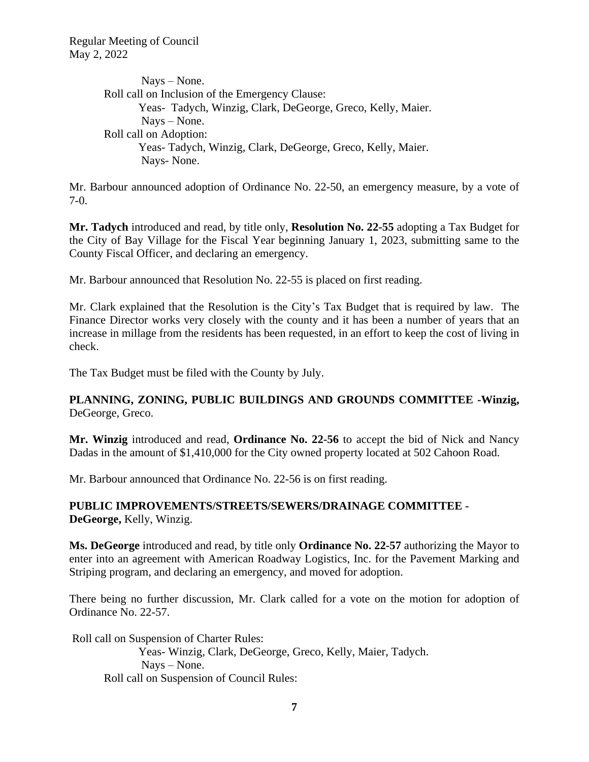Nays – None.

Roll call on Inclusion of the Emergency Clause:

Yeas- Tadych, Winzig, Clark, DeGeorge, Greco, Kelly, Maier.

Nays – None.

Roll call on Adoption:

Yeas- Tadych, Winzig, Clark, DeGeorge, Greco, Kelly, Maier.

Nays- None.

Mr. Barbour announced adoption of Ordinance No. 22-50, an emergency measure, by a vote of 7-0.

**Mr. Tadych** introduced and read, by title only, **Resolution No. 22-55** adopting a Tax Budget for the City of Bay Village for the Fiscal Year beginning January 1, 2023, submitting same to the County Fiscal Officer, and declaring an emergency.

Mr. Barbour announced that Resolution No. 22-55 is placed on first reading.

Mr. Clark explained that the Resolution is the City's Tax Budget that is required by law. The Finance Director works very closely with the county and it has been a number of years that an increase in millage from the residents has been requested, in an effort to keep the cost of living in check.

The Tax Budget must be filed with the County by July.

**PLANNING, ZONING, PUBLIC BUILDINGS AND GROUNDS COMMITTEE -Winzig,** DeGeorge, Greco.

**Mr. Winzig** introduced and read, **Ordinance No. 22-56** to accept the bid of Nick and Nancy Dadas in the amount of $1,410,000 for the City owned property located at 502 Cahoon Road.

Mr. Barbour announced that Ordinance No. 22-56 is on first reading.

**PUBLIC IMPROVEMENTS/STREETS/SEWERS/DRAINAGE COMMITTEE - DeGeorge,** Kelly, Winzig.

**Ms. DeGeorge** introduced and read, by title only **Ordinance No. 22-57** authorizing the Mayor to enter into an agreement with American Roadway Logistics, Inc. for the Pavement Marking and Striping program, and declaring an emergency, and moved for adoption.

There being no further discussion, Mr. Clark called for a vote on the motion for adoption of Ordinance No. 22-57.

Roll call on Suspension of Charter Rules:

Yeas- Winzig, Clark, DeGeorge, Greco, Kelly, Maier, Tadych.

Nays – None.

Roll call on Suspension of Council Rules: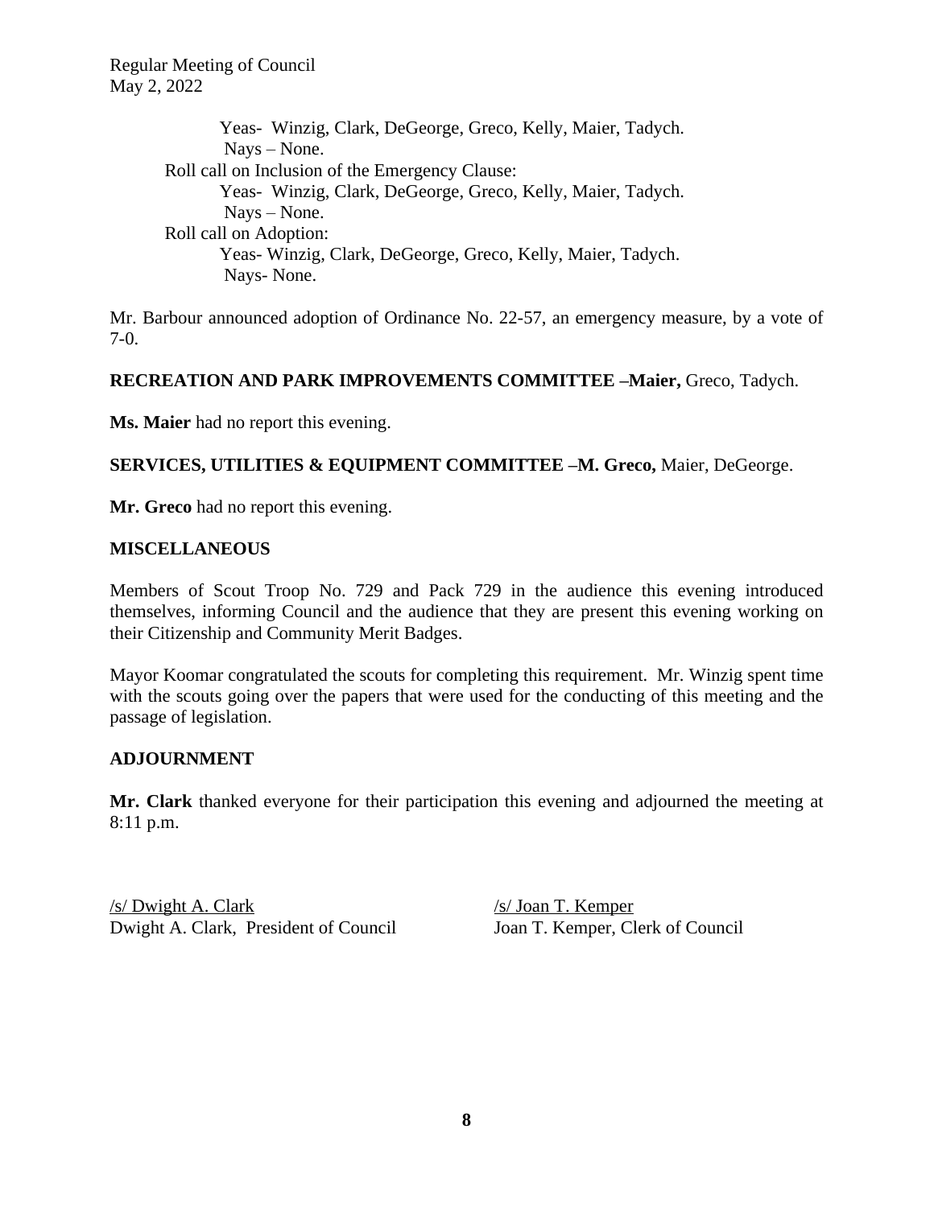Yeas- Winzig, Clark, DeGeorge, Greco, Kelly, Maier, Tadych.
Nays – None.

Roll call on Inclusion of the Emergency Clause:
Yeas- Winzig, Clark, DeGeorge, Greco, Kelly, Maier, Tadych.
Nays – None.

Roll call on Adoption:
Yeas- Winzig, Clark, DeGeorge, Greco, Kelly, Maier, Tadych.
Nays- None.

Mr. Barbour announced adoption of Ordinance No. 22-57, an emergency measure, by a vote of 7-0.

**RECREATION AND PARK IMPROVEMENTS COMMITTEE –Maier,** Greco, Tadych.

**Ms. Maier** had no report this evening.

**SERVICES, UTILITIES & EQUIPMENT COMMITTEE –M. Greco,** Maier, DeGeorge.

**Mr. Greco** had no report this evening.

**MISCELLANEOUS**

Members of Scout Troop No. 729 and Pack 729 in the audience this evening introduced themselves, informing Council and the audience that they are present this evening working on their Citizenship and Community Merit Badges.

Mayor Koomar congratulated the scouts for completing this requirement. Mr. Winzig spent time with the scouts going over the papers that were used for the conducting of this meeting and the passage of legislation.

**ADJOURNMENT**

**Mr. Clark** thanked everyone for their participation this evening and adjourned the meeting at 8:11 p.m.

/s/ Dwight A. Clark
Dwight A. Clark, President of Council

/s/ Joan T. Kemper
Joan T. Kemper, Clerk of Council